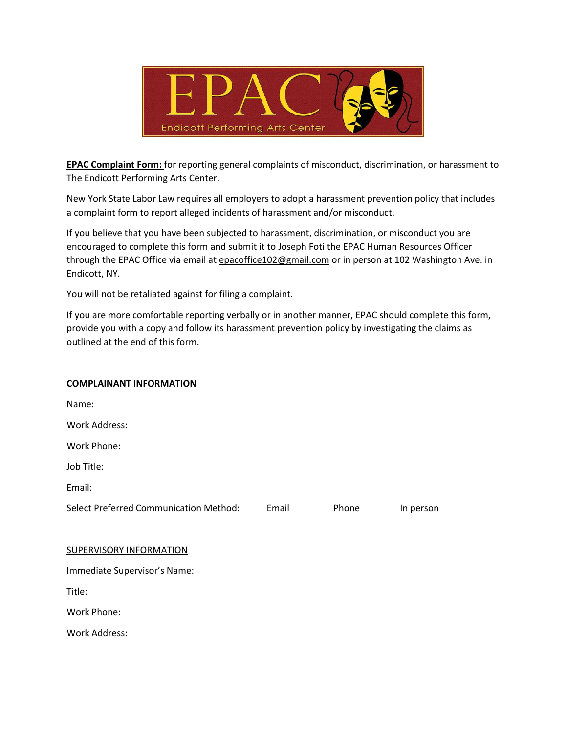**EPAC Complaint Form:** for reporting general complaints of misconduct, discrimination, or harassment to The Endicott Performing Arts Center.

New York State Labor Law requires all employers to adopt a harassment prevention policy that includes a complaint form to report alleged incidents of harassment and/or misconduct.

If you believe that you have been subjected to harassment, discrimination, or misconduct you are encouraged to complete this form and submit it to Joseph Foti the EPAC Human Resources Officer through the EPAC Office via email at epacoffice102@gmail.com or in person at 102 Washington Ave. in Endicott, NY.

You will not be retaliated against for filing a complaint.

If you are more comfortable reporting verbally or in another manner, EPAC should complete this form, provide you with a copy and follow its harassment prevention policy by investigating the claims as outlined at the end of this form.

**COMPLAINANT INFORMATION**

Name:

Work Address:

Work Phone:

Job Title:

Email:

Select Preferred Communication Method: Email Phone In person

SUPERVISORY INFORMATION

Immediate Supervisor's Name:

Title:

Work Phone:

Work Address: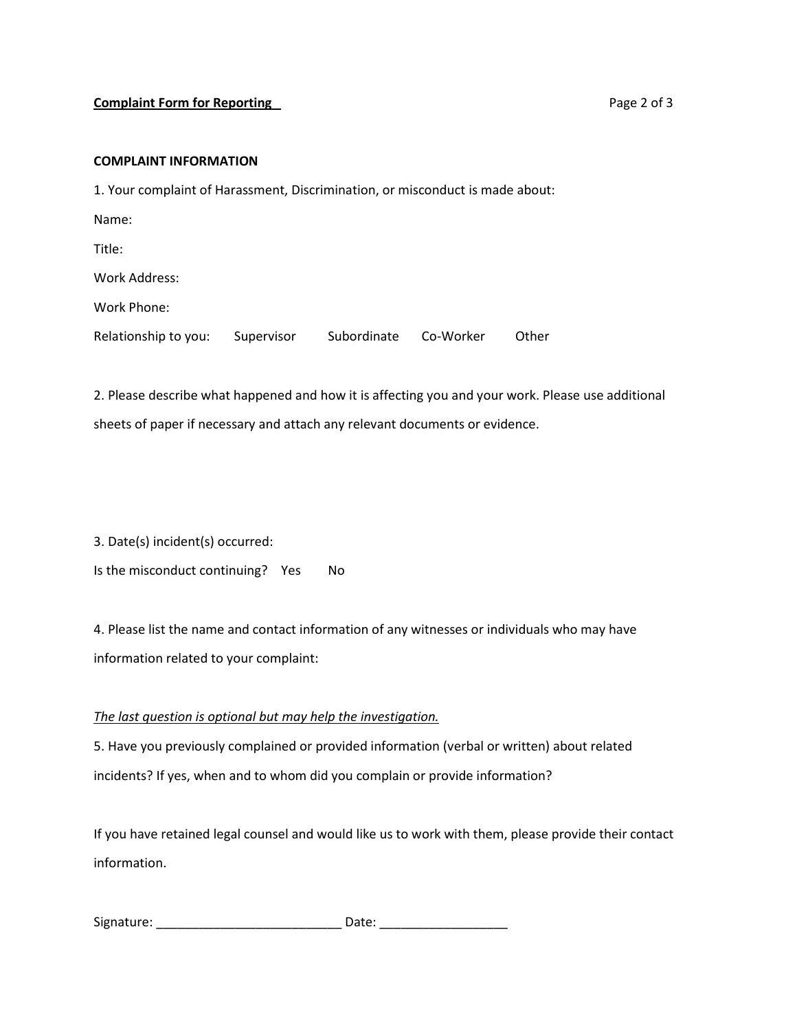## COMPLAINT INFORMATION

1. Your complaint of Harassment, Discrimination, or misconduct is made about:

Name:

Title:

Work Address:

Work Phone:

Relationship to you: Supervisor Subordinate Co-Worker Other

2. Please describe what happened and how it is affecting you and your work. Please use additional sheets of paper if necessary and attach any relevant documents or evidence.

3. Date(s) incident(s) occurred:

Is the misconduct continuing? Yes No

4. Please list the name and contact information of any witnesses or individuals who may have information related to your complaint:

*The last question is optional but may help the investigation.*

5. Have you previously complained or provided information (verbal or written) about related incidents? If yes, when and to whom did you complain or provide information?

If you have retained legal counsel and would like us to work with them, please provide their contact information.

Signature: __________________________ Date: __________________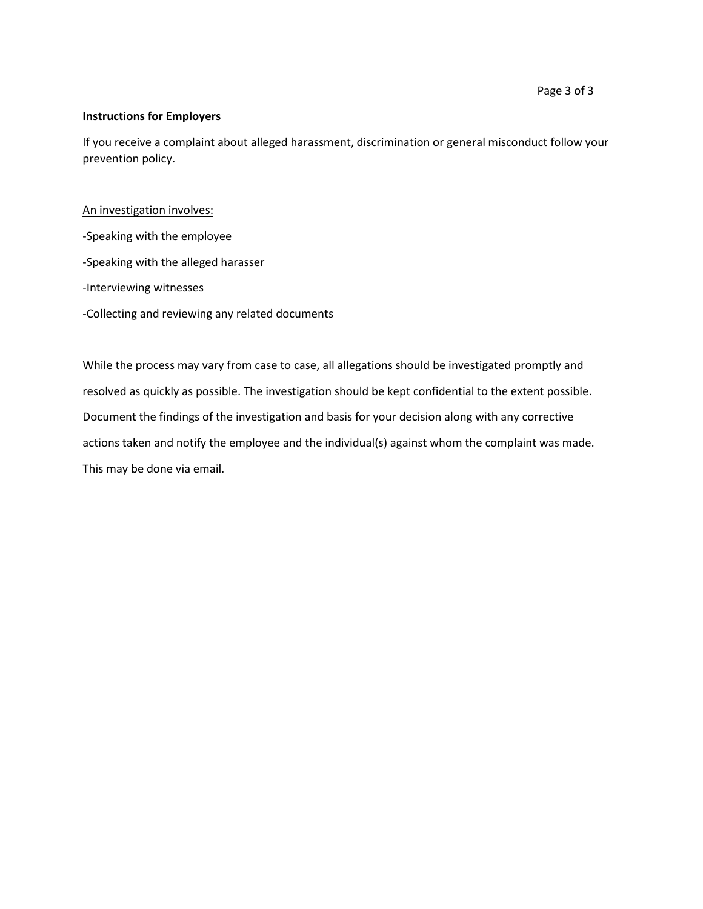**Instructions for Employers**

If you receive a complaint about alleged harassment, discrimination or general misconduct follow your prevention policy.

An investigation involves:

-Speaking with the employee

-Speaking with the alleged harasser

-Interviewing witnesses

-Collecting and reviewing any related documents

While the process may vary from case to case, all allegations should be investigated promptly and resolved as quickly as possible. The investigation should be kept confidential to the extent possible. Document the findings of the investigation and basis for your decision along with any corrective actions taken and notify the employee and the individual(s) against whom the complaint was made. This may be done via email.